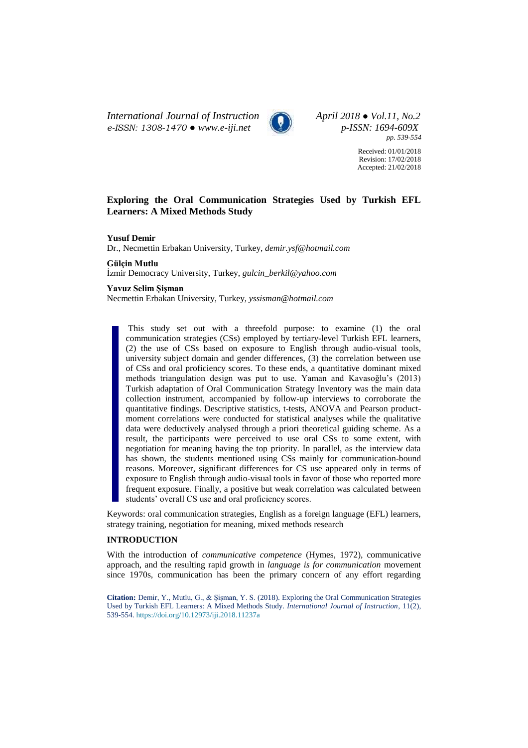*International Journal of Instruction*
*e-ISSN: 1308-1470 ● www.e-iji.net*

*April 2018 ● Vol.11, No.2*
*p-ISSN: 1694-609X*
*pp. 539-554*

Received: 01/01/2018
Revision: 17/02/2018
Accepted: 21/02/2018

# Exploring the Oral Communication Strategies Used by Turkish EFL Learners: A Mixed Methods Study

**Yusuf Demir**
Dr., Necmettin Erbakan University, Turkey, *demir.ysf@hotmail.com*

**Gülçin Mutlu**
İzmir Democracy University, Turkey, *gulcin_berkil@yahoo.com*

**Yavuz Selim Şişman**
Necmettin Erbakan University, Turkey, *yssisman@hotmail.com*

This study set out with a threefold purpose: to examine (1) the oral communication strategies (CSs) employed by tertiary-level Turkish EFL learners, (2) the use of CSs based on exposure to English through audio-visual tools, university subject domain and gender differences, (3) the correlation between use of CSs and oral proficiency scores. To these ends, a quantitative dominant mixed methods triangulation design was put to use. Yaman and Kavasoğlu's (2013) Turkish adaptation of Oral Communication Strategy Inventory was the main data collection instrument, accompanied by follow-up interviews to corroborate the quantitative findings. Descriptive statistics, t-tests, ANOVA and Pearson product-moment correlations were conducted for statistical analyses while the qualitative data were deductively analysed through a priori theoretical guiding scheme. As a result, the participants were perceived to use oral CSs to some extent, with negotiation for meaning having the top priority. In parallel, as the interview data has shown, the students mentioned using CSs mainly for communication-bound reasons. Moreover, significant differences for CS use appeared only in terms of exposure to English through audio-visual tools in favor of those who reported more frequent exposure. Finally, a positive but weak correlation was calculated between students' overall CS use and oral proficiency scores.

Keywords: oral communication strategies, English as a foreign language (EFL) learners, strategy training, negotiation for meaning, mixed methods research

## INTRODUCTION

With the introduction of *communicative competence* (Hymes, 1972), communicative approach, and the resulting rapid growth in *language is for communication* movement since 1970s, communication has been the primary concern of any effort regarding

**Citation:** Demir, Y., Mutlu, G., & Şişman, Y. S. (2018). Exploring the Oral Communication Strategies Used by Turkish EFL Learners: A Mixed Methods Study. *International Journal of Instruction*, 11(2), 539-554. https://doi.org/10.12973/iji.2018.11237a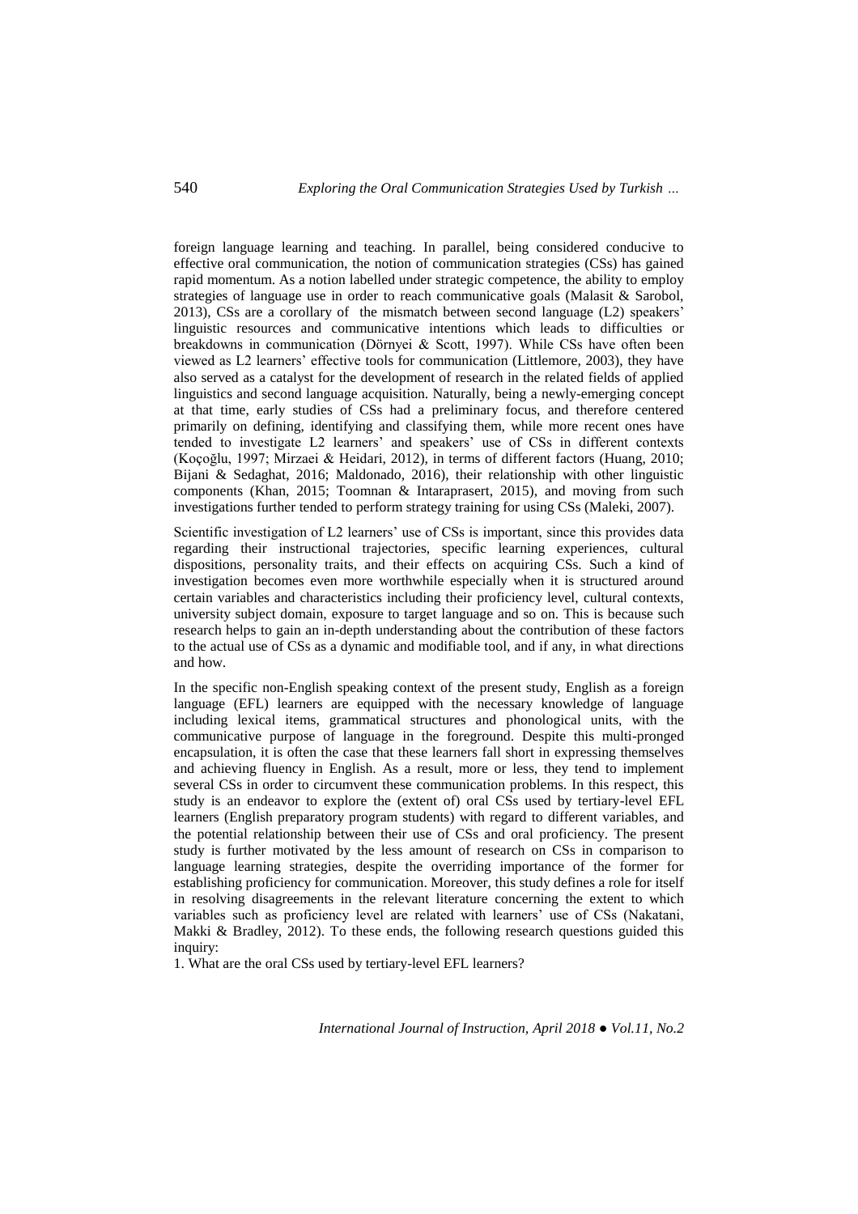foreign language learning and teaching. In parallel, being considered conducive to effective oral communication, the notion of communication strategies (CSs) has gained rapid momentum. As a notion labelled under strategic competence, the ability to employ strategies of language use in order to reach communicative goals (Malasit & Sarobol, 2013), CSs are a corollary of the mismatch between second language (L2) speakers' linguistic resources and communicative intentions which leads to difficulties or breakdowns in communication (Dörnyei & Scott, 1997). While CSs have often been viewed as L2 learners' effective tools for communication (Littlemore, 2003), they have also served as a catalyst for the development of research in the related fields of applied linguistics and second language acquisition. Naturally, being a newly-emerging concept at that time, early studies of CSs had a preliminary focus, and therefore centered primarily on defining, identifying and classifying them, while more recent ones have tended to investigate L2 learners' and speakers' use of CSs in different contexts (Koçoğlu, 1997; Mirzaei & Heidari, 2012), in terms of different factors (Huang, 2010; Bijani & Sedaghat, 2016; Maldonado, 2016), their relationship with other linguistic components (Khan, 2015; Toomnan & Intaraprasert, 2015), and moving from such investigations further tended to perform strategy training for using CSs (Maleki, 2007).

Scientific investigation of L2 learners' use of CSs is important, since this provides data regarding their instructional trajectories, specific learning experiences, cultural dispositions, personality traits, and their effects on acquiring CSs. Such a kind of investigation becomes even more worthwhile especially when it is structured around certain variables and characteristics including their proficiency level, cultural contexts, university subject domain, exposure to target language and so on. This is because such research helps to gain an in-depth understanding about the contribution of these factors to the actual use of CSs as a dynamic and modifiable tool, and if any, in what directions and how.

In the specific non-English speaking context of the present study, English as a foreign language (EFL) learners are equipped with the necessary knowledge of language including lexical items, grammatical structures and phonological units, with the communicative purpose of language in the foreground. Despite this multi-pronged encapsulation, it is often the case that these learners fall short in expressing themselves and achieving fluency in English. As a result, more or less, they tend to implement several CSs in order to circumvent these communication problems. In this respect, this study is an endeavor to explore the (extent of) oral CSs used by tertiary-level EFL learners (English preparatory program students) with regard to different variables, and the potential relationship between their use of CSs and oral proficiency. The present study is further motivated by the less amount of research on CSs in comparison to language learning strategies, despite the overriding importance of the former for establishing proficiency for communication. Moreover, this study defines a role for itself in resolving disagreements in the relevant literature concerning the extent to which variables such as proficiency level are related with learners' use of CSs (Nakatani, Makki & Bradley, 2012). To these ends, the following research questions guided this inquiry:

1. What are the oral CSs used by tertiary-level EFL learners?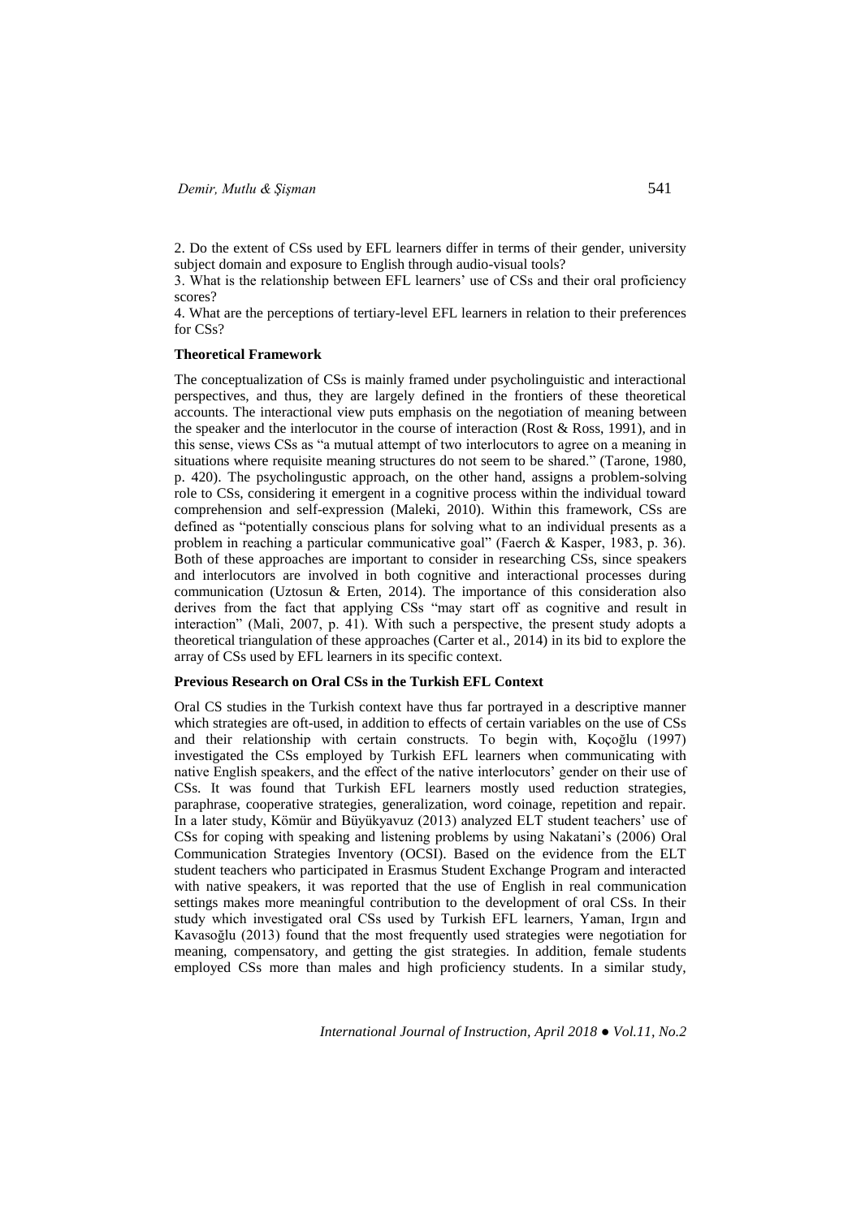2. Do the extent of CSs used by EFL learners differ in terms of their gender, university subject domain and exposure to English through audio-visual tools?

3. What is the relationship between EFL learners' use of CSs and their oral proficiency scores?

4. What are the perceptions of tertiary-level EFL learners in relation to their preferences for CSs?

**Theoretical Framework**

The conceptualization of CSs is mainly framed under psycholinguistic and interactional perspectives, and thus, they are largely defined in the frontiers of these theoretical accounts. The interactional view puts emphasis on the negotiation of meaning between the speaker and the interlocutor in the course of interaction (Rost & Ross, 1991), and in this sense, views CSs as "a mutual attempt of two interlocutors to agree on a meaning in situations where requisite meaning structures do not seem to be shared." (Tarone, 1980, p. 420). The psycholingustic approach, on the other hand, assigns a problem-solving role to CSs, considering it emergent in a cognitive process within the individual toward comprehension and self-expression (Maleki, 2010). Within this framework, CSs are defined as "potentially conscious plans for solving what to an individual presents as a problem in reaching a particular communicative goal" (Faerch & Kasper, 1983, p. 36). Both of these approaches are important to consider in researching CSs, since speakers and interlocutors are involved in both cognitive and interactional processes during communication (Uztosun & Erten, 2014). The importance of this consideration also derives from the fact that applying CSs "may start off as cognitive and result in interaction" (Mali, 2007, p. 41). With such a perspective, the present study adopts a theoretical triangulation of these approaches (Carter et al., 2014) in its bid to explore the array of CSs used by EFL learners in its specific context.

**Previous Research on Oral CSs in the Turkish EFL Context**

Oral CS studies in the Turkish context have thus far portrayed in a descriptive manner which strategies are oft-used, in addition to effects of certain variables on the use of CSs and their relationship with certain constructs. To begin with, Koçoğlu (1997) investigated the CSs employed by Turkish EFL learners when communicating with native English speakers, and the effect of the native interlocutors' gender on their use of CSs. It was found that Turkish EFL learners mostly used reduction strategies, paraphrase, cooperative strategies, generalization, word coinage, repetition and repair. In a later study, Kömür and Büyükyavuz (2013) analyzed ELT student teachers' use of CSs for coping with speaking and listening problems by using Nakatani's (2006) Oral Communication Strategies Inventory (OCSI). Based on the evidence from the ELT student teachers who participated in Erasmus Student Exchange Program and interacted with native speakers, it was reported that the use of English in real communication settings makes more meaningful contribution to the development of oral CSs. In their study which investigated oral CSs used by Turkish EFL learners, Yaman, Irgın and Kavasoğlu (2013) found that the most frequently used strategies were negotiation for meaning, compensatory, and getting the gist strategies. In addition, female students employed CSs more than males and high proficiency students. In a similar study,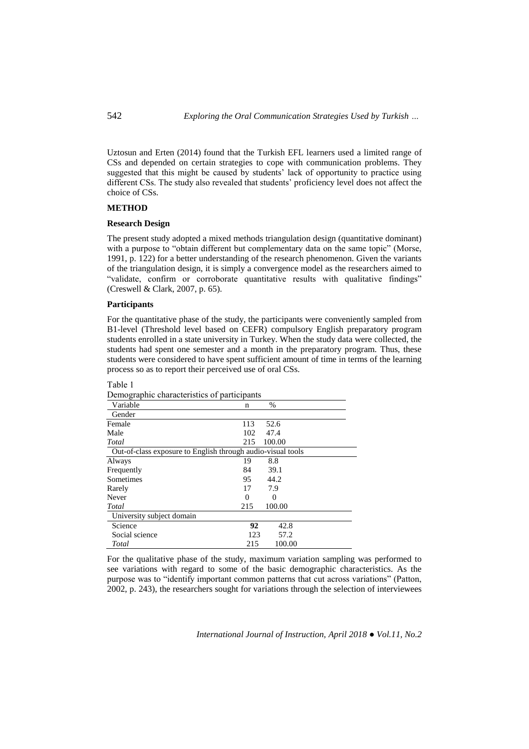Uztosun and Erten (2014) found that the Turkish EFL learners used a limited range of CSs and depended on certain strategies to cope with communication problems. They suggested that this might be caused by students' lack of opportunity to practice using different CSs. The study also revealed that students' proficiency level does not affect the choice of CSs.

## METHOD

### Research Design

The present study adopted a mixed methods triangulation design (quantitative dominant) with a purpose to "obtain different but complementary data on the same topic" (Morse, 1991, p. 122) for a better understanding of the research phenomenon. Given the variants of the triangulation design, it is simply a convergence model as the researchers aimed to "validate, confirm or corroborate quantitative results with qualitative findings" (Creswell & Clark, 2007, p. 65).

### Participants

For the quantitative phase of the study, the participants were conveniently sampled from B1-level (Threshold level based on CEFR) compulsory English preparatory program students enrolled in a state university in Turkey. When the study data were collected, the students had spent one semester and a month in the preparatory program. Thus, these students were considered to have spent sufficient amount of time in terms of the learning process so as to report their perceived use of oral CSs.

Table 1
Demographic characteristics of participants

| Variable | n | % |
|---|---|---|
| Gender | | |
| Female | 113 | 52.6 |
| Male | 102 | 47.4 |
| *Total* | 215 | 100.00 |
| Out-of-class exposure to English through audio-visual tools | | |
| Always | 19 | 8.8 |
| Frequently | 84 | 39.1 |
| Sometimes | 95 | 44.2 |
| Rarely | 17 | 7.9 |
| Never | 0 | 0 |
| *Total* | 215 | 100.00 |
| University subject domain | | |
| Science | **92** | 42.8 |
| Social science | 123 | 57.2 |
| *Total* | 215 | 100.00 |

For the qualitative phase of the study, maximum variation sampling was performed to see variations with regard to some of the basic demographic characteristics. As the purpose was to "identify important common patterns that cut across variations" (Patton, 2002, p. 243), the researchers sought for variations through the selection of interviewees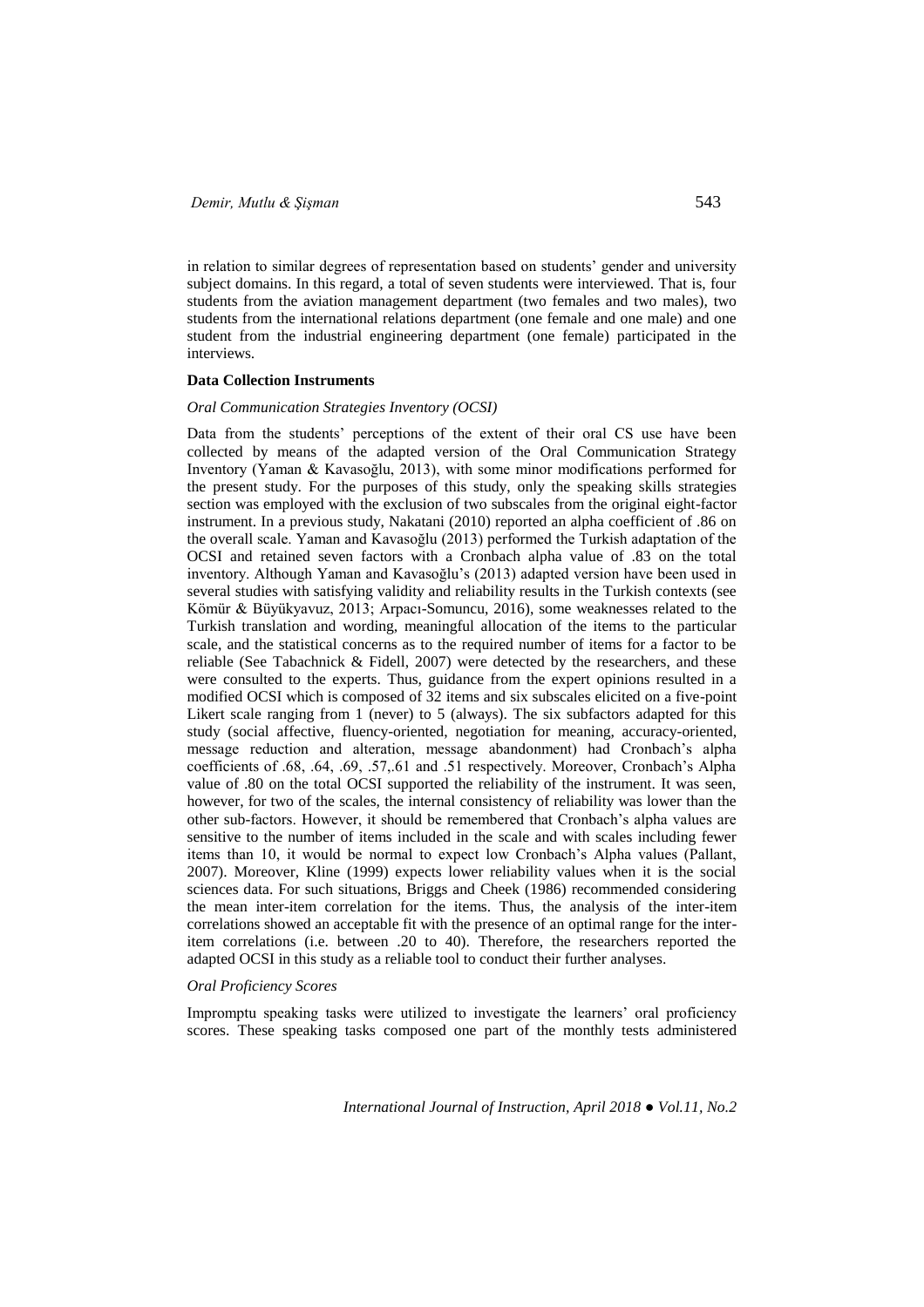in relation to similar degrees of representation based on students' gender and university subject domains. In this regard, a total of seven students were interviewed. That is, four students from the aviation management department (two females and two males), two students from the international relations department (one female and one male) and one student from the industrial engineering department (one female) participated in the interviews.

**Data Collection Instruments**

*Oral Communication Strategies Inventory (OCSI)*

Data from the students' perceptions of the extent of their oral CS use have been collected by means of the adapted version of the Oral Communication Strategy Inventory (Yaman & Kavasoğlu, 2013), with some minor modifications performed for the present study. For the purposes of this study, only the speaking skills strategies section was employed with the exclusion of two subscales from the original eight-factor instrument. In a previous study, Nakatani (2010) reported an alpha coefficient of .86 on the overall scale. Yaman and Kavasoğlu (2013) performed the Turkish adaptation of the OCSI and retained seven factors with a Cronbach alpha value of .83 on the total inventory. Although Yaman and Kavasoğlu's (2013) adapted version have been used in several studies with satisfying validity and reliability results in the Turkish contexts (see Kömür & Büyükyavuz, 2013; Arpacı-Somuncu, 2016), some weaknesses related to the Turkish translation and wording, meaningful allocation of the items to the particular scale, and the statistical concerns as to the required number of items for a factor to be reliable (See Tabachnick & Fidell, 2007) were detected by the researchers, and these were consulted to the experts. Thus, guidance from the expert opinions resulted in a modified OCSI which is composed of 32 items and six subscales elicited on a five-point Likert scale ranging from 1 (never) to 5 (always). The six subfactors adapted for this study (social affective, fluency-oriented, negotiation for meaning, accuracy-oriented, message reduction and alteration, message abandonment) had Cronbach's alpha coefficients of .68, .64, .69, .57,.61 and .51 respectively. Moreover, Cronbach's Alpha value of .80 on the total OCSI supported the reliability of the instrument. It was seen, however, for two of the scales, the internal consistency of reliability was lower than the other sub-factors. However, it should be remembered that Cronbach's alpha values are sensitive to the number of items included in the scale and with scales including fewer items than 10, it would be normal to expect low Cronbach's Alpha values (Pallant, 2007). Moreover, Kline (1999) expects lower reliability values when it is the social sciences data. For such situations, Briggs and Cheek (1986) recommended considering the mean inter-item correlation for the items. Thus, the analysis of the inter-item correlations showed an acceptable fit with the presence of an optimal range for the inter-item correlations (i.e. between .20 to 40). Therefore, the researchers reported the adapted OCSI in this study as a reliable tool to conduct their further analyses.

*Oral Proficiency Scores*

Impromptu speaking tasks were utilized to investigate the learners' oral proficiency scores. These speaking tasks composed one part of the monthly tests administered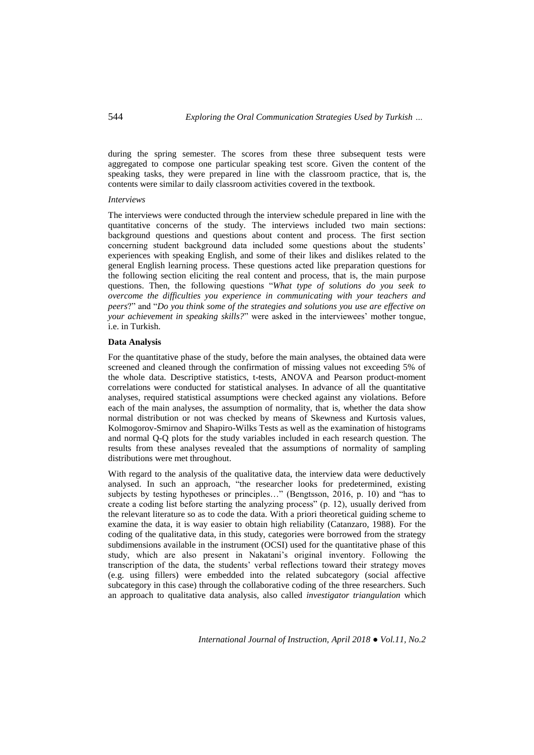during the spring semester. The scores from these three subsequent tests were aggregated to compose one particular speaking test score. Given the content of the speaking tasks, they were prepared in line with the classroom practice, that is, the contents were similar to daily classroom activities covered in the textbook.

*Interviews*

The interviews were conducted through the interview schedule prepared in line with the quantitative concerns of the study. The interviews included two main sections: background questions and questions about content and process. The first section concerning student background data included some questions about the students' experiences with speaking English, and some of their likes and dislikes related to the general English learning process. These questions acted like preparation questions for the following section eliciting the real content and process, that is, the main purpose questions. Then, the following questions "*What type of solutions do you seek to overcome the difficulties you experience in communicating with your teachers and peers*?" and "*Do you think some of the strategies and solutions you use are effective on your achievement in speaking skills?*" were asked in the interviewees' mother tongue, i.e. in Turkish.

**Data Analysis**

For the quantitative phase of the study, before the main analyses, the obtained data were screened and cleaned through the confirmation of missing values not exceeding 5% of the whole data. Descriptive statistics, t-tests, ANOVA and Pearson product-moment correlations were conducted for statistical analyses. In advance of all the quantitative analyses, required statistical assumptions were checked against any violations. Before each of the main analyses, the assumption of normality, that is, whether the data show normal distribution or not was checked by means of Skewness and Kurtosis values, Kolmogorov-Smirnov and Shapiro-Wilks Tests as well as the examination of histograms and normal Q-Q plots for the study variables included in each research question. The results from these analyses revealed that the assumptions of normality of sampling distributions were met throughout.

With regard to the analysis of the qualitative data, the interview data were deductively analysed. In such an approach, "the researcher looks for predetermined, existing subjects by testing hypotheses or principles…" (Bengtsson, 2016, p. 10) and "has to create a coding list before starting the analyzing process" (p. 12), usually derived from the relevant literature so as to code the data. With a priori theoretical guiding scheme to examine the data, it is way easier to obtain high reliability (Catanzaro, 1988). For the coding of the qualitative data, in this study, categories were borrowed from the strategy subdimensions available in the instrument (OCSI) used for the quantitative phase of this study, which are also present in Nakatani's original inventory. Following the transcription of the data, the students' verbal reflections toward their strategy moves (e.g. using fillers) were embedded into the related subcategory (social affective subcategory in this case) through the collaborative coding of the three researchers. Such an approach to qualitative data analysis, also called *investigator triangulation* which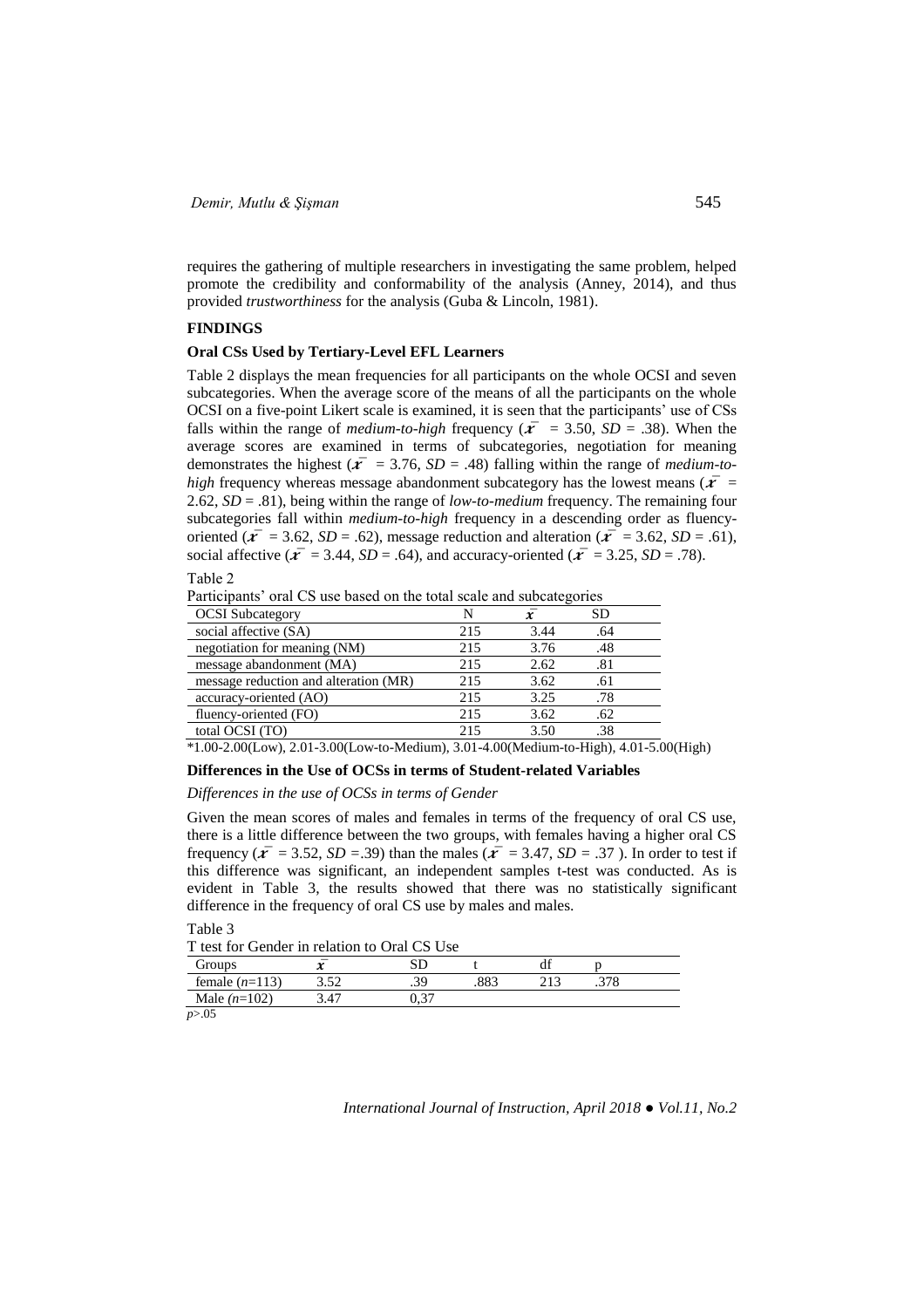requires the gathering of multiple researchers in investigating the same problem, helped promote the credibility and conformability of the analysis (Anney, 2014), and thus provided *trustworthiness* for the analysis (Guba & Lincoln, 1981).

## FINDINGS

### Oral CSs Used by Tertiary-Level EFL Learners

Table 2 displays the mean frequencies for all participants on the whole OCSI and seven subcategories. When the average score of the means of all the participants on the whole OCSI on a five-point Likert scale is examined, it is seen that the participants' use of CSs falls within the range of *medium-to-high* frequency ($\bar{x}$ = 3.50, *SD* = .38). When the average scores are examined in terms of subcategories, negotiation for meaning demonstrates the highest ($\bar{x}$ = 3.76, *SD* = .48) falling within the range of *medium-to-high* frequency whereas message abandonment subcategory has the lowest means ($\bar{x}$ = 2.62, *SD* = .81), being within the range of *low-to-medium* frequency. The remaining four subcategories fall within *medium-to-high* frequency in a descending order as fluency-oriented ($\bar{x}$ = 3.62, *SD* = .62), message reduction and alteration ($\bar{x}$ = 3.62, *SD* = .61), social affective ($\bar{x}$ = 3.44, *SD* = .64), and accuracy-oriented ($\bar{x}$ = 3.25, *SD* = .78).

Table 2

Participants' oral CS use based on the total scale and subcategories

| OCSI Subcategory | N | $\bar{x}$ | SD |
|---|---|---|---|
| social affective (SA) | 215 | 3.44 | .64 |
| negotiation for meaning (NM) | 215 | 3.76 | .48 |
| message abandonment (MA) | 215 | 2.62 | .81 |
| message reduction and alteration (MR) | 215 | 3.62 | .61 |
| accuracy-oriented (AO) | 215 | 3.25 | .78 |
| fluency-oriented (FO) | 215 | 3.62 | .62 |
| total OCSI (TO) | 215 | 3.50 | .38 |

*1.00-2.00(Low), 2.01-3.00(Low-to-Medium), 3.01-4.00(Medium-to-High), 4.01-5.00(High)

### Differences in the Use of OCSs in terms of Student-related Variables

*Differences in the use of OCSs in terms of Gender*

Given the mean scores of males and females in terms of the frequency of oral CS use, there is a little difference between the two groups, with females having a higher oral CS frequency ($\bar{x}$ = 3.52, *SD* =.39) than the males ($\bar{x}$ = 3.47, *SD* = .37 ). In order to test if this difference was significant, an independent samples t-test was conducted. As is evident in Table 3, the results showed that there was no statistically significant difference in the frequency of oral CS use by males and males.

Table 3

T test for Gender in relation to Oral CS Use

| Groups | $\bar{x}$ | SD | t | df | p |
|---|---|---|---|---|---|
| female (*n*=113) | 3.52 | .39 | .883 | 213 | .378 |
| Male (*n*=102) | 3.47 | 0,37 | | | |

$p > .05$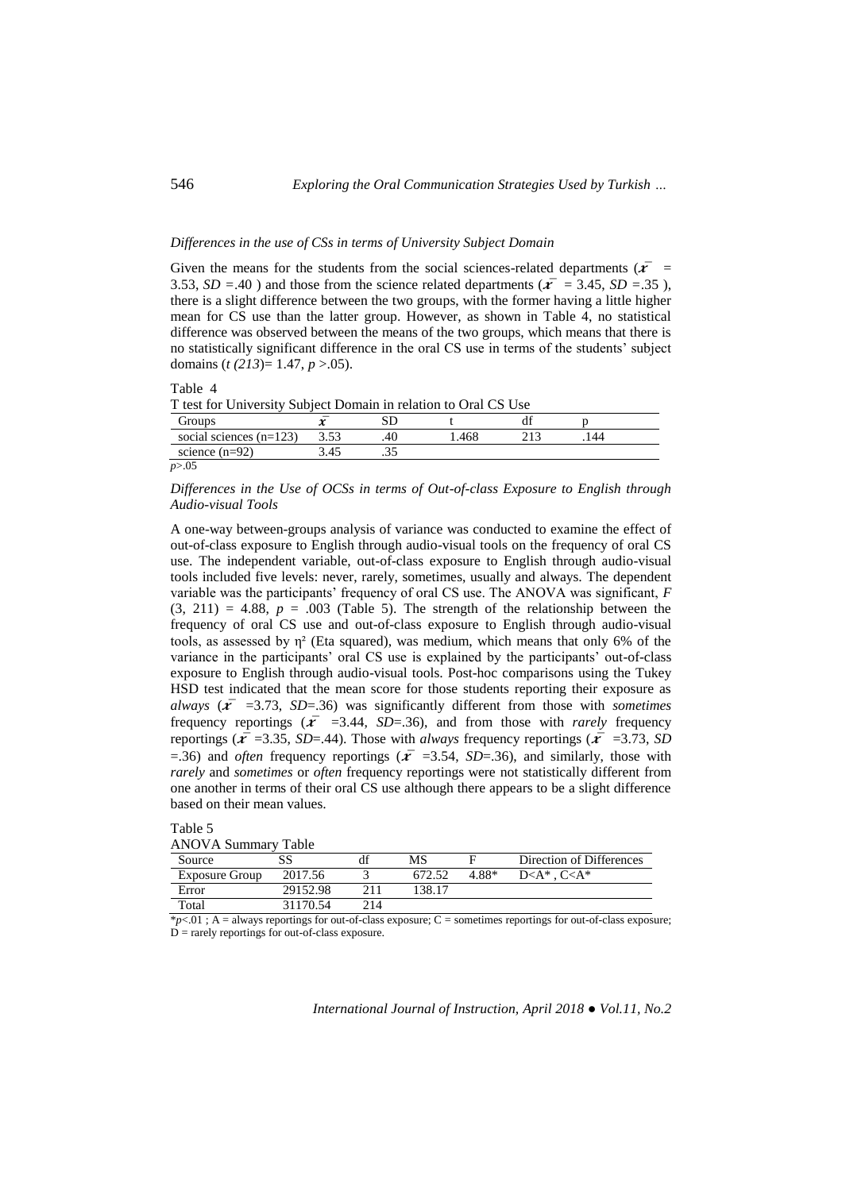### *Differences in the use of CSs in terms of University Subject Domain*

Given the means for the students from the social sciences-related departments ($\bar{x}$ = 3.53, *SD* =.40 ) and those from the science related departments ($\bar{x}$ = 3.45, *SD* =.35 ), there is a slight difference between the two groups, with the former having a little higher mean for CS use than the latter group. However, as shown in Table 4, no statistical difference was observed between the means of the two groups, which means that there is no statistically significant difference in the oral CS use in terms of the students' subject domains ($t\,(213)$= 1.47, $p$ >.05).

Table 4

T test for University Subject Domain in relation to Oral CS Use

| Groups | $\bar{x}$ | SD | t | df | p |
|---|---|---|---|---|---|
| social sciences (n=123) | 3.53 | .40 | 1.468 | 213 | .144 |
| science (n=92) | 3.45 | .35 | | | |

$p$>.05

### *Differences in the Use of OCSs in terms of Out-of-class Exposure to English through Audio-visual Tools*

A one-way between-groups analysis of variance was conducted to examine the effect of out-of-class exposure to English through audio-visual tools on the frequency of oral CS use. The independent variable, out-of-class exposure to English through audio-visual tools included five levels: never, rarely, sometimes, usually and always. The dependent variable was the participants' frequency of oral CS use. The ANOVA was significant, $F\,(3, 211)$ = 4.88, $p$ = .003 (Table 5). The strength of the relationship between the frequency of oral CS use and out-of-class exposure to English through audio-visual tools, as assessed by $\eta^2$ (Eta squared), was medium, which means that only 6% of the variance in the participants' oral CS use is explained by the participants' out-of-class exposure to English through audio-visual tools. Post-hoc comparisons using the Tukey HSD test indicated that the mean score for those students reporting their exposure as *always* ($\bar{x}$ =3.73, *SD*=.36) was significantly different from those with *sometimes* frequency reportings ($\bar{x}$ =3.44, *SD*=.36), and from those with *rarely* frequency reportings ($\bar{x}$ =3.35, *SD*=.44). Those with *always* frequency reportings ($\bar{x}$ =3.73, *SD* =.36) and *often* frequency reportings ($\bar{x}$ =3.54, *SD*=.36), and similarly, those with *rarely* and *sometimes* or *often* frequency reportings were not statistically different from one another in terms of their oral CS use although there appears to be a slight difference based on their mean values.

Table 5

ANOVA Summary Table

| Source | SS | df | MS | F | Direction of Differences |
|---|---|---|---|---|---|
| Exposure Group | 2017.56 | 3 | 672.52 | 4.88* | D<A*, C<A* |
| Error | 29152.98 | 211 | 138.17 | | |
| Total | 31170.54 | 214 | | | |

*$p$<.01 ; A = always reportings for out-of-class exposure; C = sometimes reportings for out-of-class exposure; D = rarely reportings for out-of-class exposure.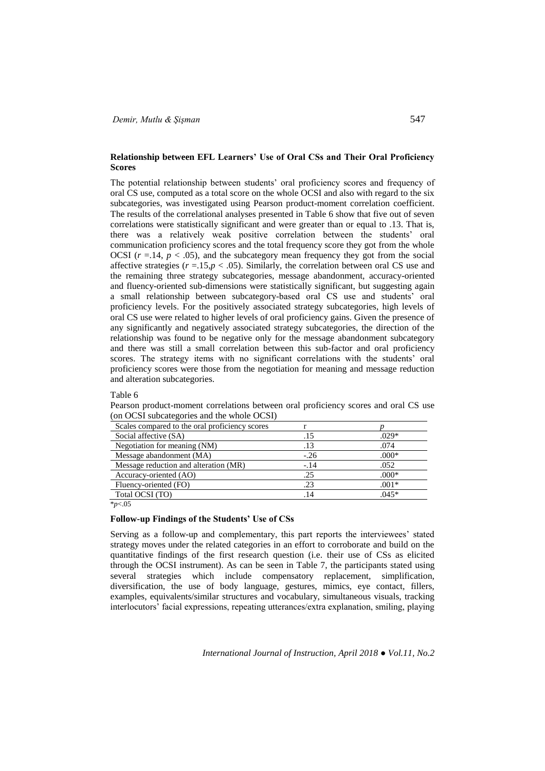### Relationship between EFL Learners' Use of Oral CSs and Their Oral Proficiency Scores

The potential relationship between students' oral proficiency scores and frequency of oral CS use, computed as a total score on the whole OCSI and also with regard to the six subcategories, was investigated using Pearson product-moment correlation coefficient. The results of the correlational analyses presented in Table 6 show that five out of seven correlations were statistically significant and were greater than or equal to .13. That is, there was a relatively weak positive correlation between the students' oral communication proficiency scores and the total frequency score they got from the whole OCSI ($r$ =.14, $p < .05$), and the subcategory mean frequency they got from the social affective strategies ($r$ =.15,$p < .05$). Similarly, the correlation between oral CS use and the remaining three strategy subcategories, message abandonment, accuracy-oriented and fluency-oriented sub-dimensions were statistically significant, but suggesting again a small relationship between subcategory-based oral CS use and students' oral proficiency levels. For the positively associated strategy subcategories, high levels of oral CS use were related to higher levels of oral proficiency gains. Given the presence of any significantly and negatively associated strategy subcategories, the direction of the relationship was found to be negative only for the message abandonment subcategory and there was still a small correlation between this sub-factor and oral proficiency scores. The strategy items with no significant correlations with the students' oral proficiency scores were those from the negotiation for meaning and message reduction and alteration subcategories.

Table 6

Pearson product-moment correlations between oral proficiency scores and oral CS use (on OCSI subcategories and the whole OCSI)

| Scales compared to the oral proficiency scores | r | *p* |
|---|---|---|
| Social affective (SA) | .15 | .029* |
| Negotiation for meaning (NM) | .13 | .074 |
| Message abandonment (MA) | -.26 | .000* |
| Message reduction and alteration (MR) | -.14 | .052 |
| Accuracy-oriented (AO) | .25 | .000* |
| Fluency-oriented (FO) | .23 | .001* |
| Total OCSI (TO) | .14 | .045* |

*$p$<.05

### Follow-up Findings of the Students' Use of CSs

Serving as a follow-up and complementary, this part reports the interviewees' stated strategy moves under the related categories in an effort to corroborate and build on the quantitative findings of the first research question (i.e. their use of CSs as elicited through the OCSI instrument). As can be seen in Table 7, the participants stated using several strategies which include compensatory replacement, simplification, diversification, the use of body language, gestures, mimics, eye contact, fillers, examples, equivalents/similar structures and vocabulary, simultaneous visuals, tracking interlocutors' facial expressions, repeating utterances/extra explanation, smiling, playing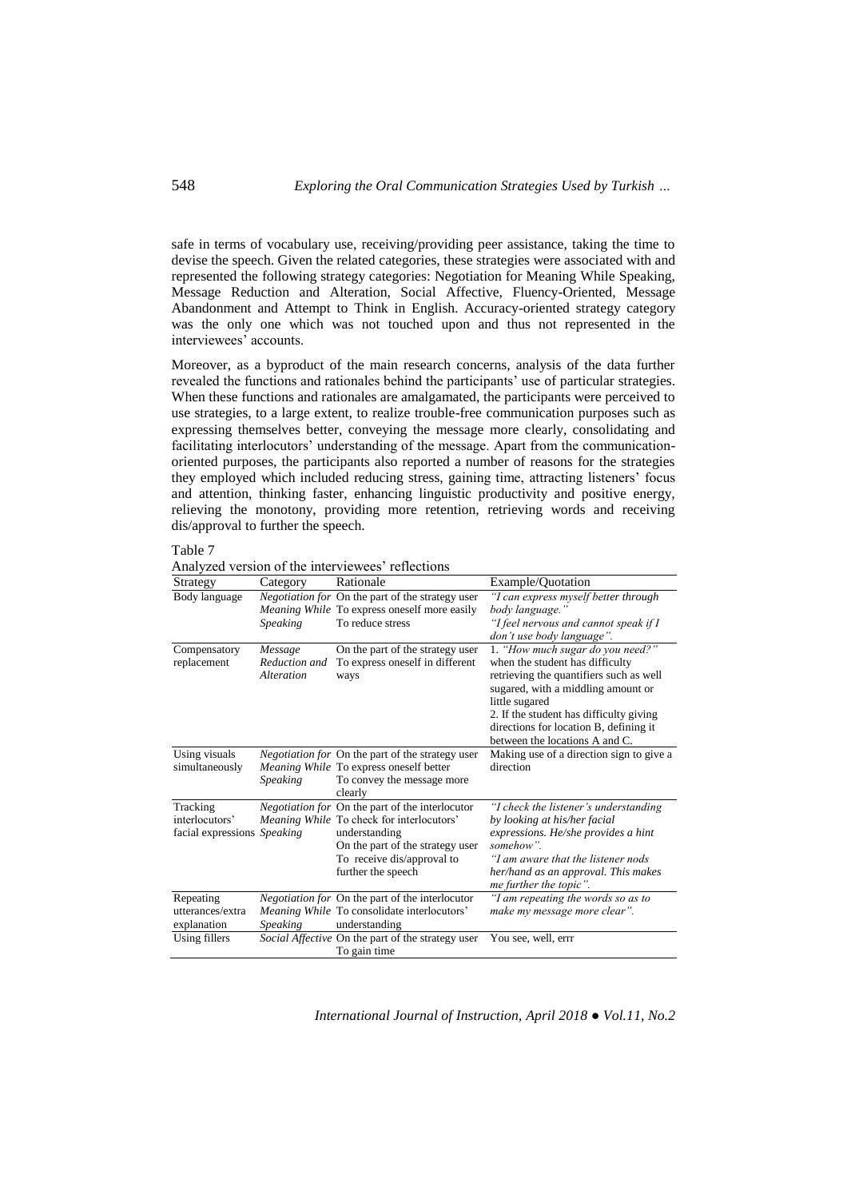safe in terms of vocabulary use, receiving/providing peer assistance, taking the time to devise the speech. Given the related categories, these strategies were associated with and represented the following strategy categories: Negotiation for Meaning While Speaking, Message Reduction and Alteration, Social Affective, Fluency-Oriented, Message Abandonment and Attempt to Think in English. Accuracy-oriented strategy category was the only one which was not touched upon and thus not represented in the interviewees' accounts.

Moreover, as a byproduct of the main research concerns, analysis of the data further revealed the functions and rationales behind the participants' use of particular strategies. When these functions and rationales are amalgamated, the participants were perceived to use strategies, to a large extent, to realize trouble-free communication purposes such as expressing themselves better, conveying the message more clearly, consolidating and facilitating interlocutors' understanding of the message. Apart from the communication-oriented purposes, the participants also reported a number of reasons for the strategies they employed which included reducing stress, gaining time, attracting listeners' focus and attention, thinking faster, enhancing linguistic productivity and positive energy, relieving the monotony, providing more retention, retrieving words and receiving dis/approval to further the speech.

Table 7
Analyzed version of the interviewees' reflections

| Strategy | Category | Rationale | Example/Quotation |
|---|---|---|---|
| Body language | *Negotiation for Meaning While Speaking* | On the part of the strategy user To express oneself more easily To reduce stress | *"I can express myself better through body language." "I feel nervous and cannot speak if I don't use body language".* |
| Compensatory replacement | *Message Reduction and Alteration* | On the part of the strategy user To express oneself in different ways | 1. *"How much sugar do you need?"* when the student has difficulty retrieving the quantifiers such as well sugared, with a middling amount or little sugared 2. If the student has difficulty giving directions for location B, defining it between the locations A and C. |
| Using visuals simultaneously | *Negotiation for Meaning While Speaking* | On the part of the strategy user To express oneself better To convey the message more clearly | Making use of a direction sign to give a direction |
| Tracking interlocutors' facial expressions | *Negotiation for Meaning While Speaking* | On the part of the interlocutor To check for interlocutors' understanding On the part of the strategy user To receive dis/approval to further the speech | *"I check the listener's understanding by looking at his/her facial expressions. He/she provides a hint somehow". "I am aware that the listener nods her/hand as an approval. This makes me further the topic".* |
| Repeating utterances/extra explanation | *Negotiation for Meaning While Speaking* | On the part of the interlocutor To consolidate interlocutors' understanding | *"I am repeating the words so as to make my message more clear".* |
| Using fillers | *Social Affective* | On the part of the strategy user To gain time | You see, well, errr |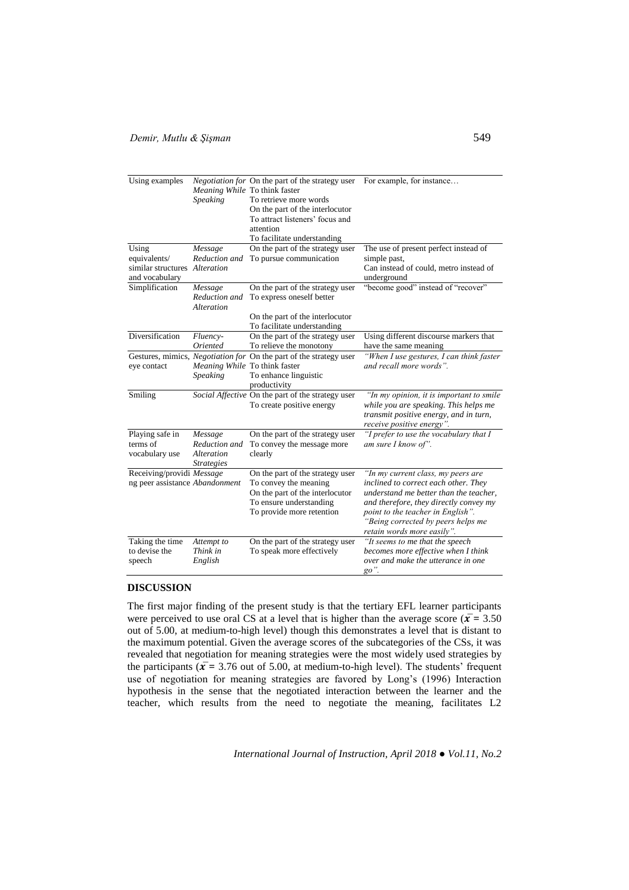| Using examples | *Negotiation for Meaning While Speaking* | On the part of the strategy user<br>To think faster<br>To retrieve more words<br>On the part of the interlocutor<br>To attract listeners' focus and attention<br>To facilitate understanding | For example, for instance… |
|---|---|---|---|
| Using equivalents/ similar structures and vocabulary | *Message Reduction and Alteration* | On the part of the strategy user<br>To pursue communication | The use of present perfect instead of simple past,<br>Can instead of could, metro instead of underground |
| Simplification | *Message Reduction and Alteration* | On the part of the strategy user<br>To express oneself better<br><br>On the part of the interlocutor<br>To facilitate understanding | "become good" instead of "recover" |
| Diversification | *Fluency-Oriented* | On the part of the strategy user<br>To relieve the monotony | Using different discourse markers that have the same meaning |
| Gestures, mimics, eye contact | *Negotiation for Meaning While Speaking* | On the part of the strategy user<br>To think faster<br>To enhance linguistic productivity | *"When I use gestures, I can think faster and recall more words".* |
| Smiling | *Social Affective* | On the part of the strategy user<br>To create positive energy | *"In my opinion, it is important to smile while you are speaking. This helps me transmit positive energy, and in turn, receive positive energy".* |
| Playing safe in terms of vocabulary use | *Message Reduction and Alteration Strategies* | On the part of the strategy user<br>To convey the message more clearly | *"I prefer to use the vocabulary that I am sure I know of".* |
| Receiving/providing peer assistance | *Message Abandonment* | On the part of the strategy user<br>To convey the meaning<br>On the part of the interlocutor<br>To ensure understanding<br>To provide more retention | *"In my current class, my peers are inclined to correct each other. They understand me better than the teacher, and therefore, they directly convey my point to the teacher in English".*<br>*"Being corrected by peers helps me retain words more easily".* |
| Taking the time to devise the speech | *Attempt to Think in English* | On the part of the strategy user<br>To speak more effectively | *"It seems to me that the speech becomes more effective when I think over and make the utterance in one go".* |

## DISCUSSION

The first major finding of the present study is that the tertiary EFL learner participants were perceived to use oral CS at a level that is higher than the average score ($\bar{x}$ = 3.50 out of 5.00, at medium-to-high level) though this demonstrates a level that is distant to the maximum potential. Given the average scores of the subcategories of the CSs, it was revealed that negotiation for meaning strategies were the most widely used strategies by the participants ($\bar{x}$ = 3.76 out of 5.00, at medium-to-high level). The students' frequent use of negotiation for meaning strategies are favored by Long's (1996) Interaction hypothesis in the sense that the negotiated interaction between the learner and the teacher, which results from the need to negotiate the meaning, facilitates L2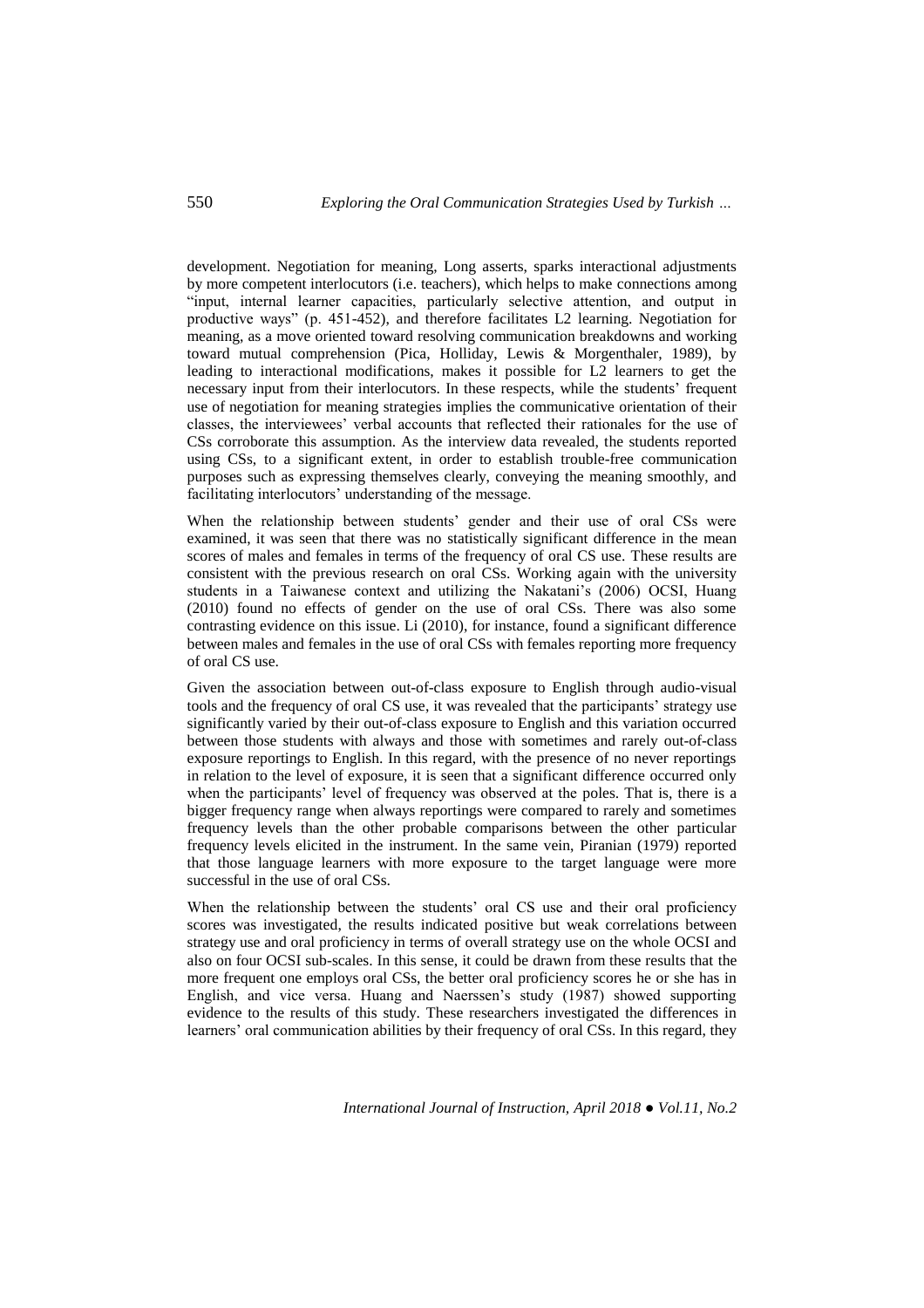development. Negotiation for meaning, Long asserts, sparks interactional adjustments by more competent interlocutors (i.e. teachers), which helps to make connections among "input, internal learner capacities, particularly selective attention, and output in productive ways" (p. 451-452), and therefore facilitates L2 learning. Negotiation for meaning, as a move oriented toward resolving communication breakdowns and working toward mutual comprehension (Pica, Holliday, Lewis & Morgenthaler, 1989), by leading to interactional modifications, makes it possible for L2 learners to get the necessary input from their interlocutors. In these respects, while the students' frequent use of negotiation for meaning strategies implies the communicative orientation of their classes, the interviewees' verbal accounts that reflected their rationales for the use of CSs corroborate this assumption. As the interview data revealed, the students reported using CSs, to a significant extent, in order to establish trouble-free communication purposes such as expressing themselves clearly, conveying the meaning smoothly, and facilitating interlocutors' understanding of the message.

When the relationship between students' gender and their use of oral CSs were examined, it was seen that there was no statistically significant difference in the mean scores of males and females in terms of the frequency of oral CS use. These results are consistent with the previous research on oral CSs. Working again with the university students in a Taiwanese context and utilizing the Nakatani's (2006) OCSI, Huang (2010) found no effects of gender on the use of oral CSs. There was also some contrasting evidence on this issue. Li (2010), for instance, found a significant difference between males and females in the use of oral CSs with females reporting more frequency of oral CS use.

Given the association between out-of-class exposure to English through audio-visual tools and the frequency of oral CS use, it was revealed that the participants' strategy use significantly varied by their out-of-class exposure to English and this variation occurred between those students with always and those with sometimes and rarely out-of-class exposure reportings to English. In this regard, with the presence of no never reportings in relation to the level of exposure, it is seen that a significant difference occurred only when the participants' level of frequency was observed at the poles. That is, there is a bigger frequency range when always reportings were compared to rarely and sometimes frequency levels than the other probable comparisons between the other particular frequency levels elicited in the instrument. In the same vein, Piranian (1979) reported that those language learners with more exposure to the target language were more successful in the use of oral CSs.

When the relationship between the students' oral CS use and their oral proficiency scores was investigated, the results indicated positive but weak correlations between strategy use and oral proficiency in terms of overall strategy use on the whole OCSI and also on four OCSI sub-scales. In this sense, it could be drawn from these results that the more frequent one employs oral CSs, the better oral proficiency scores he or she has in English, and vice versa. Huang and Naerssen's study (1987) showed supporting evidence to the results of this study. These researchers investigated the differences in learners' oral communication abilities by their frequency of oral CSs. In this regard, they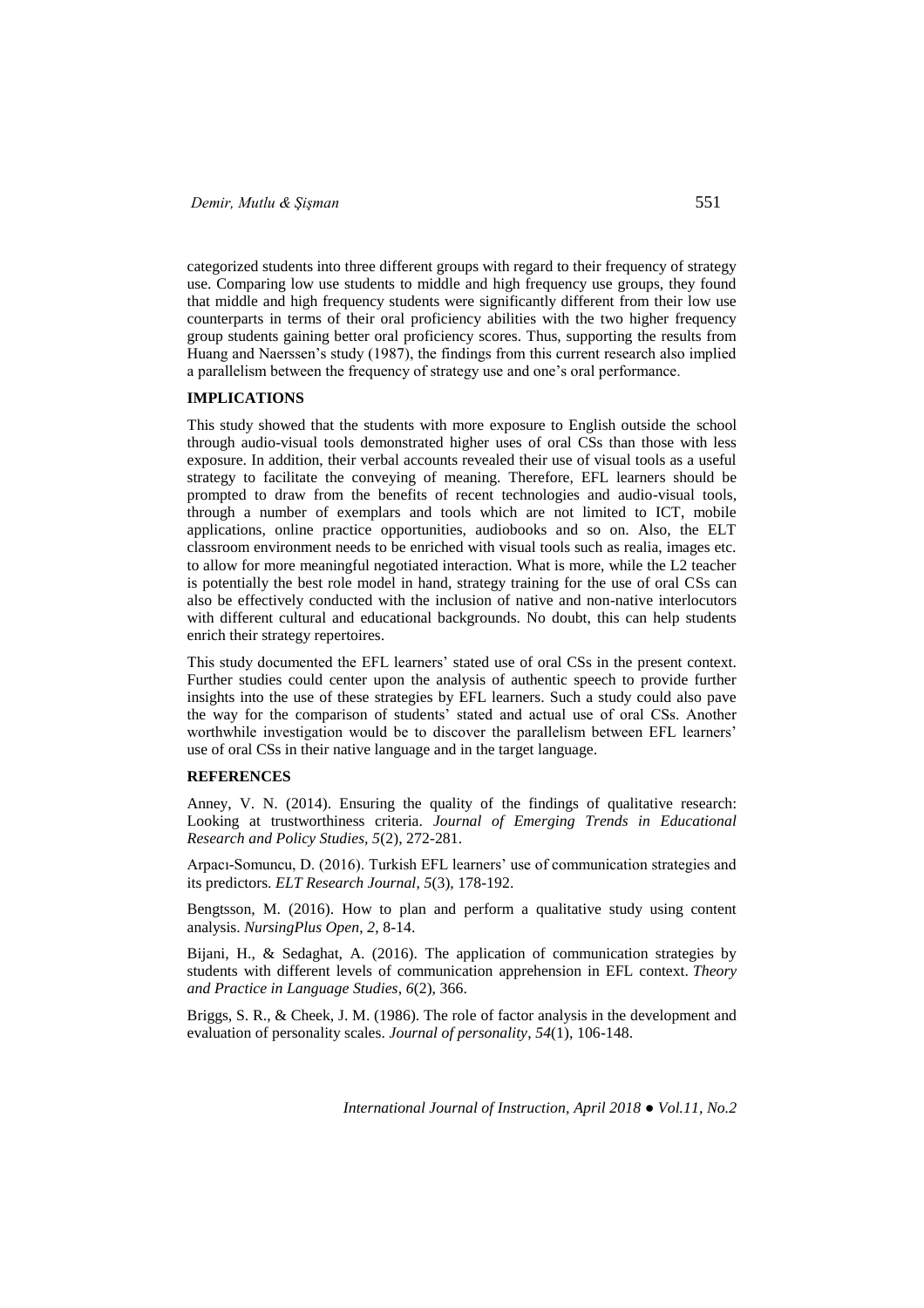categorized students into three different groups with regard to their frequency of strategy use. Comparing low use students to middle and high frequency use groups, they found that middle and high frequency students were significantly different from their low use counterparts in terms of their oral proficiency abilities with the two higher frequency group students gaining better oral proficiency scores. Thus, supporting the results from Huang and Naerssen's study (1987), the findings from this current research also implied a parallelism between the frequency of strategy use and one's oral performance.

## IMPLICATIONS

This study showed that the students with more exposure to English outside the school through audio-visual tools demonstrated higher uses of oral CSs than those with less exposure. In addition, their verbal accounts revealed their use of visual tools as a useful strategy to facilitate the conveying of meaning. Therefore, EFL learners should be prompted to draw from the benefits of recent technologies and audio-visual tools, through a number of exemplars and tools which are not limited to ICT, mobile applications, online practice opportunities, audiobooks and so on. Also, the ELT classroom environment needs to be enriched with visual tools such as realia, images etc. to allow for more meaningful negotiated interaction. What is more, while the L2 teacher is potentially the best role model in hand, strategy training for the use of oral CSs can also be effectively conducted with the inclusion of native and non-native interlocutors with different cultural and educational backgrounds. No doubt, this can help students enrich their strategy repertoires.

This study documented the EFL learners' stated use of oral CSs in the present context. Further studies could center upon the analysis of authentic speech to provide further insights into the use of these strategies by EFL learners. Such a study could also pave the way for the comparison of students' stated and actual use of oral CSs. Another worthwhile investigation would be to discover the parallelism between EFL learners' use of oral CSs in their native language and in the target language.

## REFERENCES

Anney, V. N. (2014). Ensuring the quality of the findings of qualitative research: Looking at trustworthiness criteria. *Journal of Emerging Trends in Educational Research and Policy Studies, 5*(2), 272-281.

Arpacı-Somuncu, D. (2016). Turkish EFL learners' use of communication strategies and its predictors. *ELT Research Journal, 5*(3), 178-192.

Bengtsson, M. (2016). How to plan and perform a qualitative study using content analysis. *NursingPlus Open, 2*, 8-14.

Bijani, H., & Sedaghat, A. (2016). The application of communication strategies by students with different levels of communication apprehension in EFL context. *Theory and Practice in Language Studies*, *6*(2), 366.

Briggs, S. R., & Cheek, J. M. (1986). The role of factor analysis in the development and evaluation of personality scales. *Journal of personality*, *54*(1), 106-148.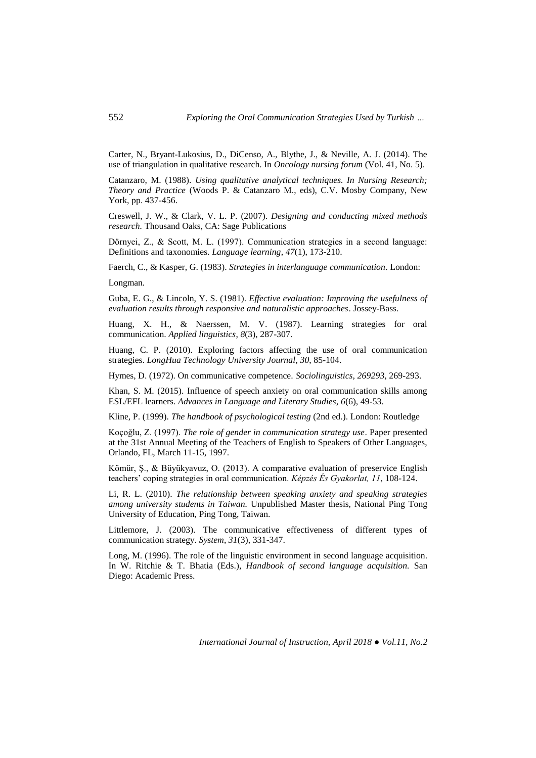Carter, N., Bryant-Lukosius, D., DiCenso, A., Blythe, J., & Neville, A. J. (2014). The use of triangulation in qualitative research. In *Oncology nursing forum* (Vol. 41, No. 5).

Catanzaro, M. (1988). *Using qualitative analytical techniques. In Nursing Research; Theory and Practice* (Woods P. & Catanzaro M., eds), C.V. Mosby Company, New York, pp. 437-456.

Creswell, J. W., & Clark, V. L. P. (2007). *Designing and conducting mixed methods research.* Thousand Oaks, CA: Sage Publications

Dörnyei, Z., & Scott, M. L. (1997). Communication strategies in a second language: Definitions and taxonomies. *Language learning*, *47*(1), 173-210.

Faerch, C., & Kasper, G. (1983). *Strategies in interlanguage communication*. London:

Longman.

Guba, E. G., & Lincoln, Y. S. (1981). *Effective evaluation: Improving the usefulness of evaluation results through responsive and naturalistic approaches*. Jossey-Bass.

Huang, X. H., & Naerssen, M. V. (1987). Learning strategies for oral communication. *Applied linguistics*, *8*(3), 287-307.

Huang, C. P. (2010). Exploring factors affecting the use of oral communication strategies. *LongHua Technology University Journal*, *30*, 85-104.

Hymes, D. (1972). On communicative competence. *Sociolinguistics*, *269293*, 269-293.

Khan, S. M. (2015). Influence of speech anxiety on oral communication skills among ESL/EFL learners. *Advances in Language and Literary Studies*, *6*(6), 49-53.

Kline, P. (1999). *The handbook of psychological testing* (2nd ed.). London: Routledge

Koçoğlu, Z. (1997). *The role of gender in communication strategy use*. Paper presented at the 31st Annual Meeting of the Teachers of English to Speakers of Other Languages, Orlando, FL, March 11-15, 1997.

Kömür, Ş., & Büyükyavuz, O. (2013). A comparative evaluation of preservice English teachers' coping strategies in oral communication. *Képzés És Gyakorlat, 11*, 108-124.

Li, R. L. (2010). *The relationship between speaking anxiety and speaking strategies among university students in Taiwan.* Unpublished Master thesis, National Ping Tong University of Education, Ping Tong, Taiwan.

Littlemore, J. (2003). The communicative effectiveness of different types of communication strategy. *System*, *31*(3), 331-347.

Long, M. (1996). The role of the linguistic environment in second language acquisition. In W. Ritchie & T. Bhatia (Eds.), *Handbook of second language acquisition.* San Diego: Academic Press.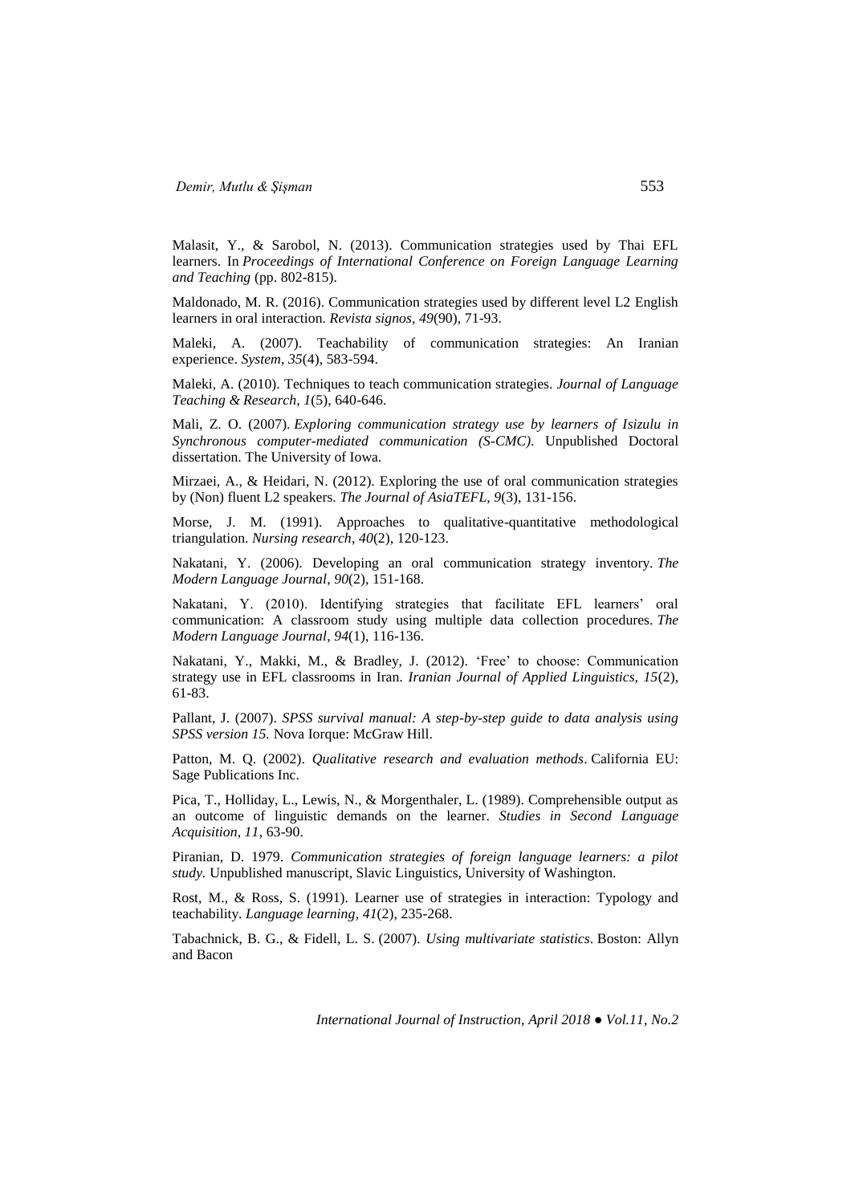Malasit, Y., & Sarobol, N. (2013). Communication strategies used by Thai EFL learners. In *Proceedings of International Conference on Foreign Language Learning and Teaching* (pp. 802-815).

Maldonado, M. R. (2016). Communication strategies used by different level L2 English learners in oral interaction. *Revista signos*, *49*(90), 71-93.

Maleki, A. (2007). Teachability of communication strategies: An Iranian experience. *System*, *35*(4), 583-594.

Maleki, A. (2010). Techniques to teach communication strategies. *Journal of Language Teaching & Research*, *1*(5), 640-646.

Mali, Z. O. (2007). *Exploring communication strategy use by learners of Isizulu in Synchronous computer-mediated communication (S-CMC).* Unpublished Doctoral dissertation. The University of Iowa.

Mirzaei, A., & Heidari, N. (2012). Exploring the use of oral communication strategies by (Non) fluent L2 speakers. *The Journal of AsiaTEFL*, *9*(3), 131-156.

Morse, J. M. (1991). Approaches to qualitative-quantitative methodological triangulation. *Nursing research*, *40*(2), 120-123.

Nakatani, Y. (2006). Developing an oral communication strategy inventory. *The Modern Language Journal*, *90*(2), 151-168.

Nakatani, Y. (2010). Identifying strategies that facilitate EFL learners' oral communication: A classroom study using multiple data collection procedures. *The Modern Language Journal*, *94*(1), 116-136.

Nakatani, Y., Makki, M., & Bradley, J. (2012). 'Free' to choose: Communication strategy use in EFL classrooms in Iran. *Iranian Journal of Applied Linguistics, 15*(2), 61-83.

Pallant, J. (2007). *SPSS survival manual: A step-by-step guide to data analysis using SPSS version 15.* Nova Iorque: McGraw Hill.

Patton, M. Q. (2002). *Qualitative research and evaluation methods*. California EU: Sage Publications Inc.

Pica, T., Holliday, L., Lewis, N., & Morgenthaler, L. (1989). Comprehensible output as an outcome of linguistic demands on the learner. *Studies in Second Language Acquisition, 11*, 63-90.

Piranian, D. 1979. *Communication strategies of foreign language learners: a pilot study.* Unpublished manuscript, Slavic Linguistics, University of Washington.

Rost, M., & Ross, S. (1991). Learner use of strategies in interaction: Typology and teachability. *Language learning*, *41*(2), 235-268.

Tabachnick, B. G., & Fidell, L. S. (2007). *Using multivariate statistics*. Boston: Allyn and Bacon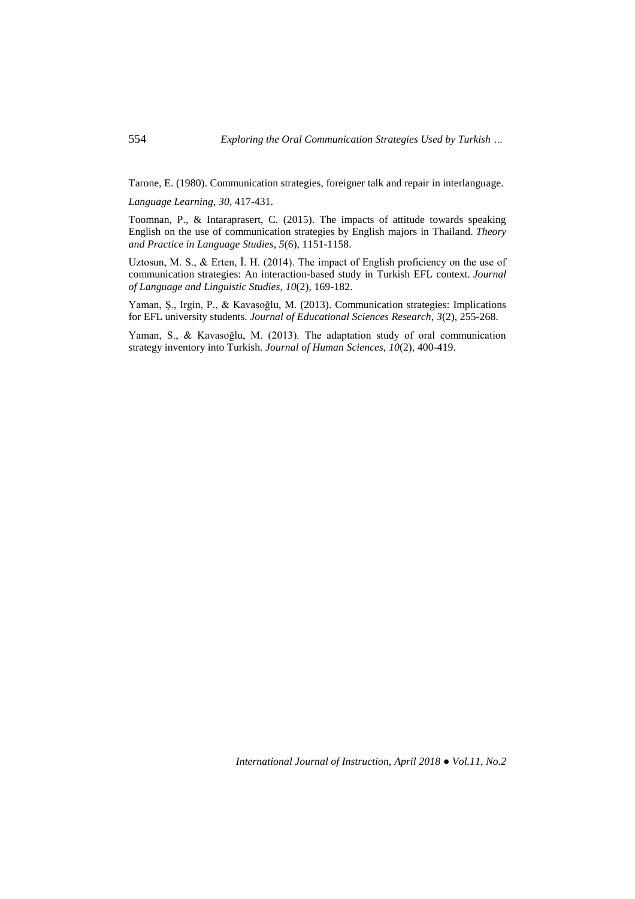Tarone, E. (1980). Communication strategies, foreigner talk and repair in interlanguage. *Language Learning*, *30*, 417-431.

Toomnan, P., & Intaraprasert, C. (2015). The impacts of attitude towards speaking English on the use of communication strategies by English majors in Thailand. *Theory and Practice in Language Studies*, *5*(6), 1151-1158.

Uztosun, M. S., & Erten, İ. H. (2014). The impact of English proficiency on the use of communication strategies: An interaction-based study in Turkish EFL context. *Journal of Language and Linguistic Studies*, *10*(2), 169-182.

Yaman, Ş., Irgin, P., & Kavasoğlu, M. (2013). Communication strategies: Implications for EFL university students. *Journal of Educational Sciences Research*, *3*(2), 255-268.

Yaman, S., & Kavasoğlu, M. (2013). The adaptation study of oral communication strategy inventory into Turkish. *Journal of Human Sciences*, *10*(2), 400-419.